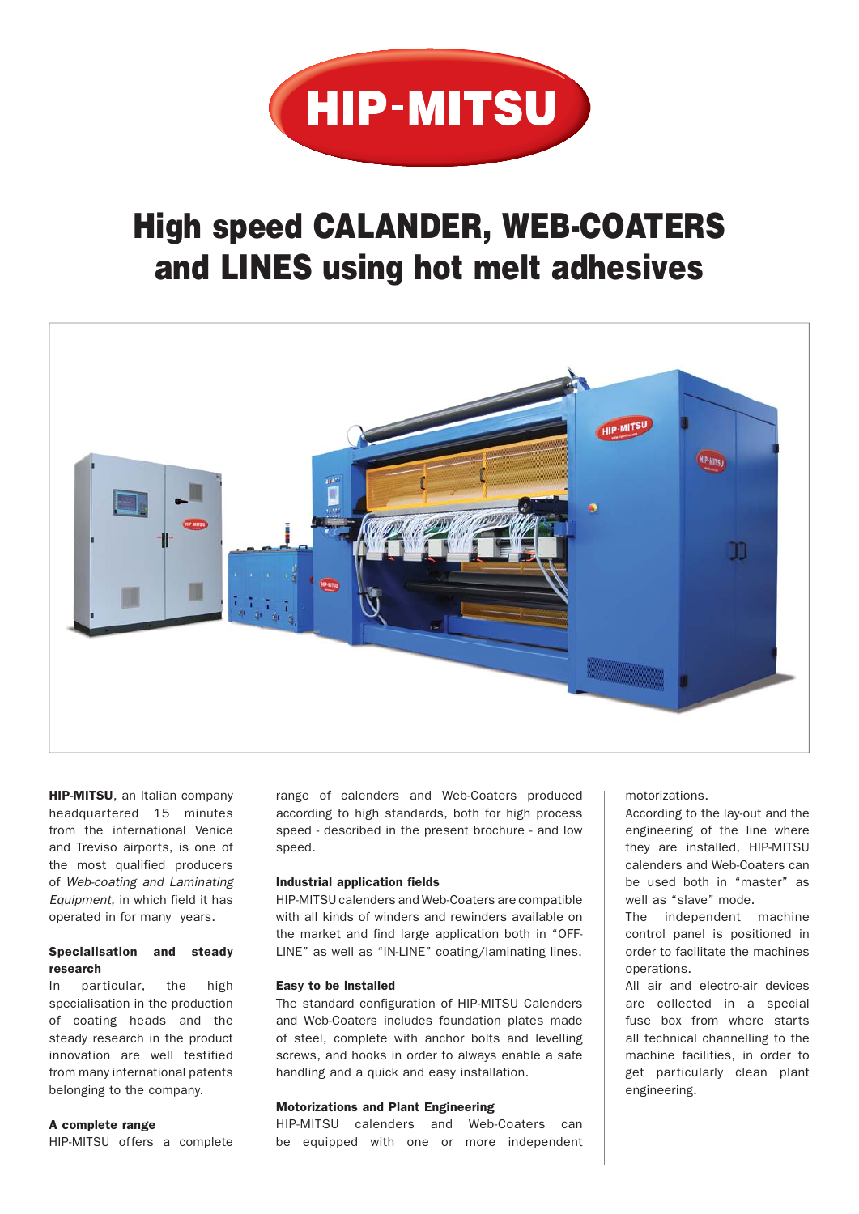# HIP-MITSU

# High speed CALANDER, WEB-COATERS and LINES using hot melt adhesives

**HIP-MITSU**, an Italian company headquartered 15 minutes from the international Venice and Treviso airports, is one of the most qualified producers of *Web-coating and Laminating Equipment*, in which field it has operated in for many years.

### Specialisation and steady research

In particular, the high specialisation in the production of coating heads and the steady research in the product innovation are well testified from many international patents belonging to the company.

### A complete range

HIP-MITSU offers a complete range of calenders and Web-Coaters produced according to high standards, both for high process speed - described in the present brochure - and low speed.

### Industrial application fields

HIP-MITSU calenders and Web-Coaters are compatible with all kinds of winders and rewinders available on the market and find large application both in "OFF-LINE" as well as "IN-LINE" coating/laminating lines.

### Easy to be installed

The standard configuration of HIP-MITSU Calenders and Web-Coaters includes foundation plates made of steel, complete with anchor bolts and levelling screws, and hooks in order to always enable a safe handling and a quick and easy installation.

### Motorizations and Plant Engineering

HIP-MITSU calenders and Web-Coaters can be equipped with one or more independent motorizations.

According to the lay-out and the engineering of the line where they are installed, HIP-MITSU calenders and Web-Coaters can be used both in "master" as well as "slave" mode.

The independent machine control panel is positioned in order to facilitate the machines operations.

All air and electro-air devices are collected in a special fuse box from where starts all technical channelling to the machine facilities, in order to get particularly clean plant engineering.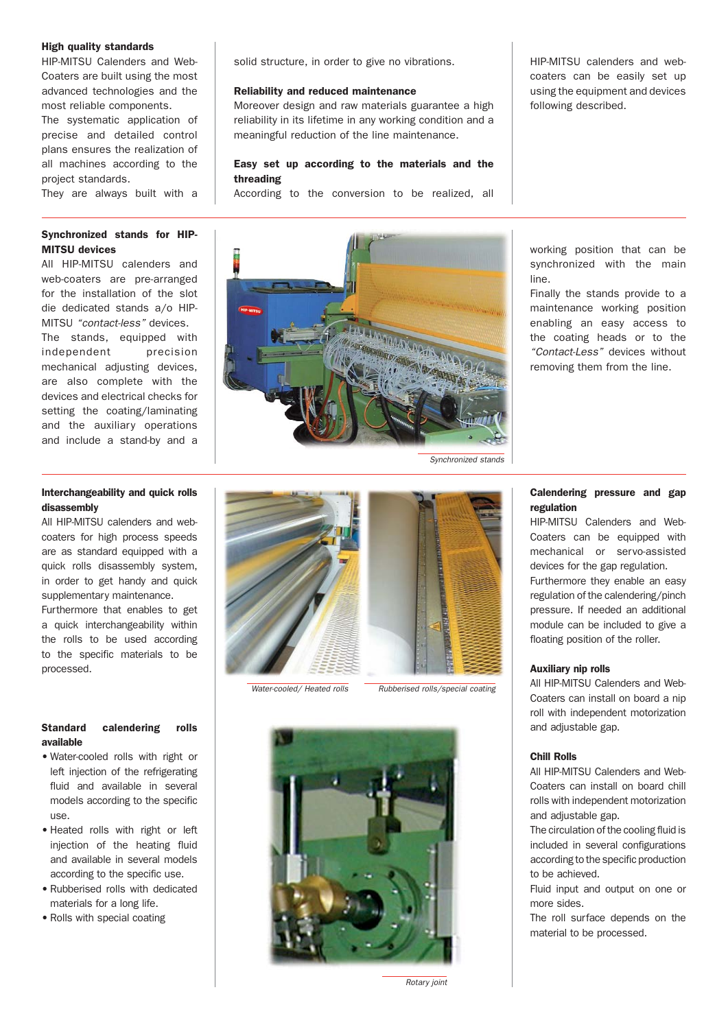### High quality standards

HIP-MITSU Calenders and Web-Coaters are built using the most advanced technologies and the most reliable components.
The systematic application of precise and detailed control plans ensures the realization of all machines according to the project standards.
They are always built with a solid structure, in order to give no vibrations.

### Reliability and reduced maintenance

Moreover design and raw materials guarantee a high reliability in its lifetime in any working condition and a meaningful reduction of the line maintenance.

### Easy set up according to the materials and the threading

According to the conversion to be realized, all HIP-MITSU calenders and web-coaters can be easily set up using the equipment and devices following described.

### Synchronized stands for HIP-MITSU devices

All HIP-MITSU calenders and web-coaters are pre-arranged for the installation of the slot die dedicated stands a/o HIP-MITSU *"contact-less"* devices.
The stands, equipped with independent precision mechanical adjusting devices, are also complete with the devices and electrical checks for setting the coating/laminating and the auxiliary operations and include a stand-by and a working position that can be synchronized with the main line.
Finally the stands provide to a maintenance working position enabling an easy access to the coating heads or to the *"Contact-Less"* devices without removing them from the line.

*Synchronized stands*

### Interchangeability and quick rolls disassembly

All HIP-MITSU calenders and web-coaters for high process speeds are as standard equipped with a quick rolls disassembly system, in order to get handy and quick supplementary maintenance.
Furthermore that enables to get a quick interchangeability within the rolls to be used according to the specific materials to be processed.

### Standard calendering rolls available

- Water-cooled rolls with right or left injection of the refrigerating fluid and available in several models according to the specific use.
- Heated rolls with right or left injection of the heating fluid and available in several models according to the specific use.
- Rubberised rolls with dedicated materials for a long life.
- Rolls with special coating

*Water-cooled/ Heated rolls*

*Rubberised rolls/special coating*

*Rotary joint*

### Calendering pressure and gap regulation

HIP-MITSU Calenders and Web-Coaters can be equipped with mechanical or servo-assisted devices for the gap regulation.
Furthermore they enable an easy regulation of the calendering/pinch pressure. If needed an additional module can be included to give a floating position of the roller.

### Auxiliary nip rolls

All HIP-MITSU Calenders and Web-Coaters can install on board a nip roll with independent motorization and adjustable gap.

### Chill Rolls

All HIP-MITSU Calenders and Web-Coaters can install on board chill rolls with independent motorization and adjustable gap.
The circulation of the cooling fluid is included in several configurations according to the specific production to be achieved.
Fluid input and output on one or more sides.
The roll surface depends on the material to be processed.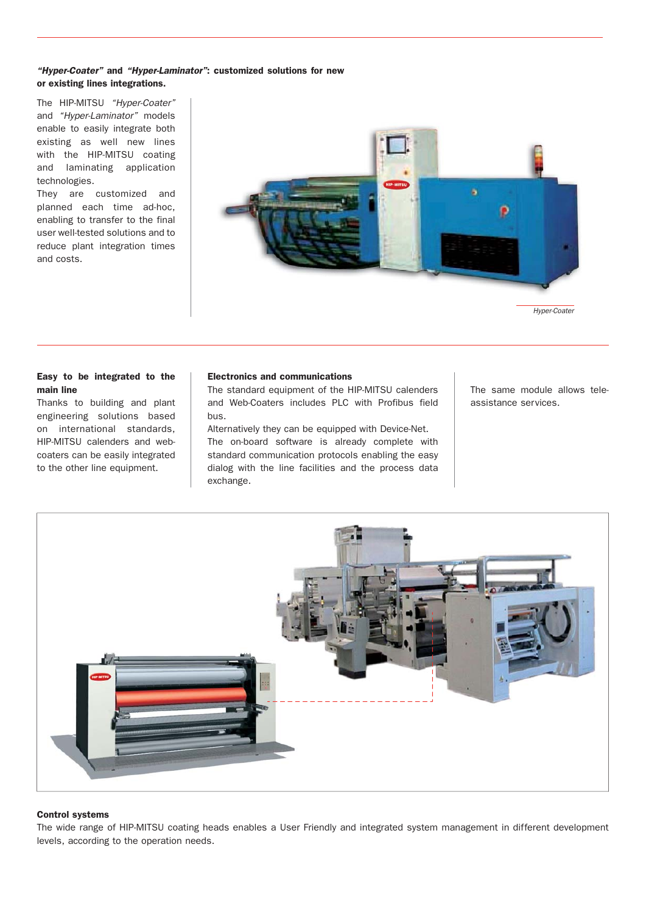***"Hyper-Coater"* and *"Hyper-Laminator"*: customized solutions for new or existing lines integrations.**

The HIP-MITSU *"Hyper-Coater"* and *"Hyper-Laminator"* models enable to easily integrate both existing as well new lines with the HIP-MITSU coating and laminating application technologies.
They are customized and planned each time ad-hoc, enabling to transfer to the final user well-tested solutions and to reduce plant integration times and costs.

*Hyper-Coater*

**Easy to be integrated to the main line**
Thanks to building and plant engineering solutions based on international standards, HIP-MITSU calenders and web-coaters can be easily integrated to the other line equipment.

**Electronics and communications**
The standard equipment of the HIP-MITSU calenders and Web-Coaters includes PLC with Profibus field bus.
Alternatively they can be equipped with Device-Net.
The on-board software is already complete with standard communication protocols enabling the easy dialog with the line facilities and the process data exchange.

The same module allows tele-assistance services.

**Control systems**
The wide range of HIP-MITSU coating heads enables a User Friendly and integrated system management in different development levels, according to the operation needs.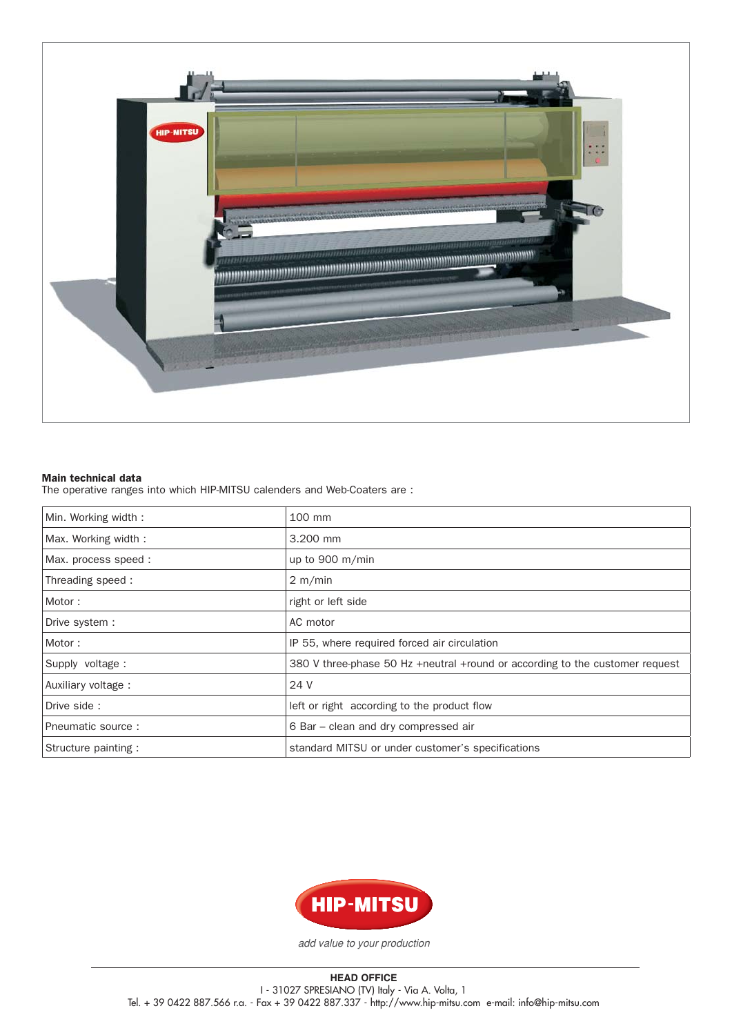**Main technical data**

The operative ranges into which HIP-MITSU calenders and Web-Coaters are :

| | |
|---|---|
| Min. Working width : | 100 mm |
| Max. Working width : | 3.200 mm |
| Max. process speed : | up to 900 m/min |
| Threading speed : | 2 m/min |
| Motor : | right or left side |
| Drive system : | AC motor |
| Motor : | IP 55, where required forced air circulation |
| Supply voltage : | 380 V three-phase 50 Hz +neutral +round or according to the customer request |
| Auxiliary voltage : | 24 V |
| Drive side : | left or right according to the product flow |
| Pneumatic source : | 6 Bar – clean and dry compressed air |
| Structure painting : | standard MITSU or under customer's specifications |

HIP-MITSU

*add value to your production*

**HEAD OFFICE**

I - 31027 SPRESIANO (TV) Italy - Via A. Volta, 1

Tel. + 39 0422 887.566 r.a. - Fax + 39 0422 887.337 - http://www.hip-mitsu.com e-mail: info@hip-mitsu.com